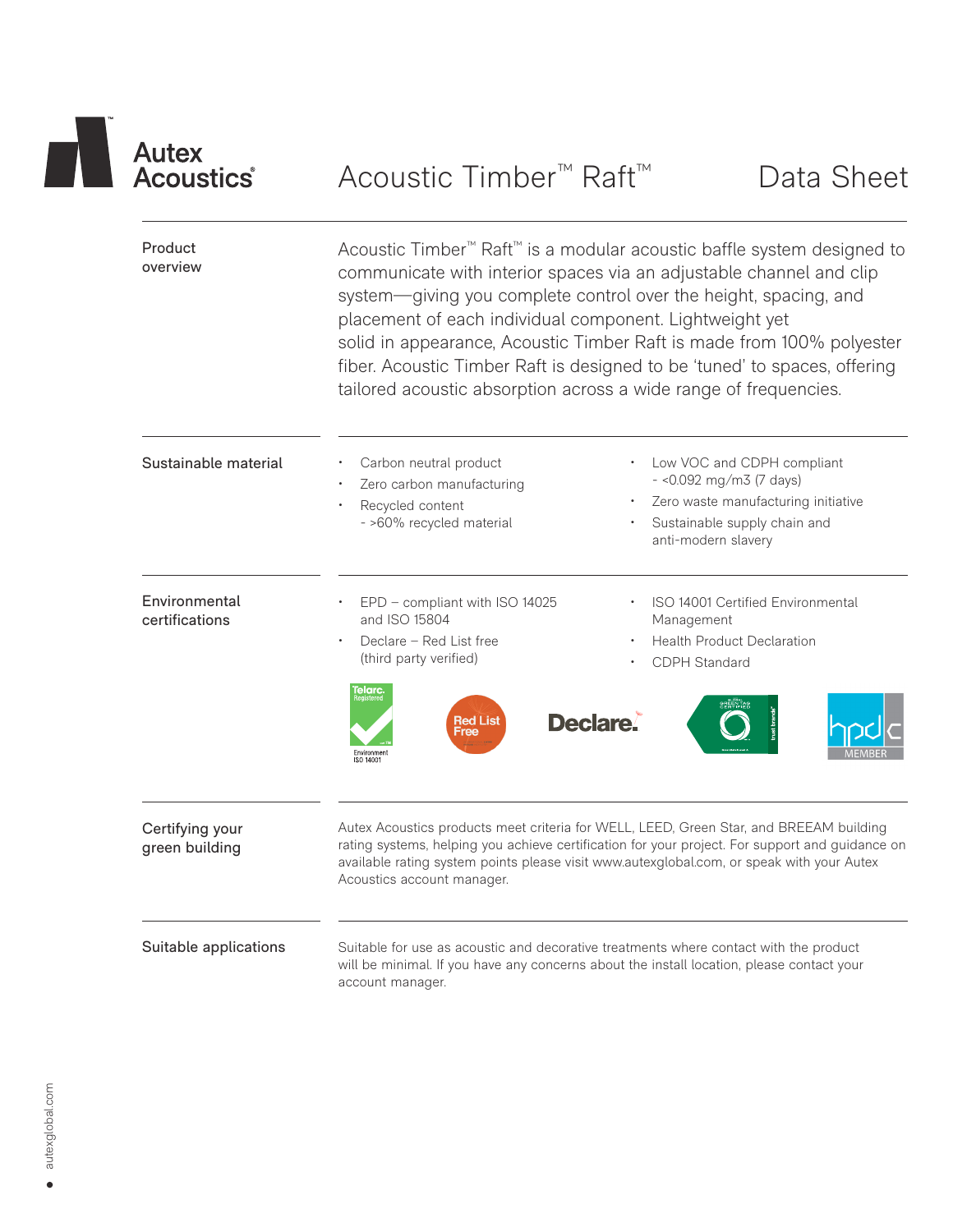Autex Acoustics®

# Acoustic Timber™ Raft™ Data Sheet

## Product overview

Acoustic Timber™ Raft™ is a modular acoustic baffle system designed to communicate with interior spaces via an adjustable channel and clip system—giving you complete control over the height, spacing, and placement of each individual component. Lightweight yet solid in appearance, Acoustic Timber Raft is made from 100% polyester fiber. Acoustic Timber Raft is designed to be 'tuned' to spaces, offering tailored acoustic absorption across a wide range of frequencies.

## Sustainable material

- Carbon neutral product
- Zero carbon manufacturing
- Recycled content
  - >60% recycled material
- Low VOC and CDPH compliant
  - <0.092 mg/m3 (7 days)
- Zero waste manufacturing initiative
- Sustainable supply chain and anti-modern slavery

## Environmental certifications

- EPD – compliant with ISO 14025 and ISO 15804
- Declare – Red List free (third party verified)
- ISO 14001 Certified Environmental Management
- Health Product Declaration
- CDPH Standard

## Certifying your green building

Autex Acoustics products meet criteria for WELL, LEED, Green Star, and BREEAM building rating systems, helping you achieve certification for your project. For support and guidance on available rating system points please visit www.autexglobal.com, or speak with your Autex Acoustics account manager.

## Suitable applications

Suitable for use as acoustic and decorative treatments where contact with the product will be minimal. If you have any concerns about the install location, please contact your account manager.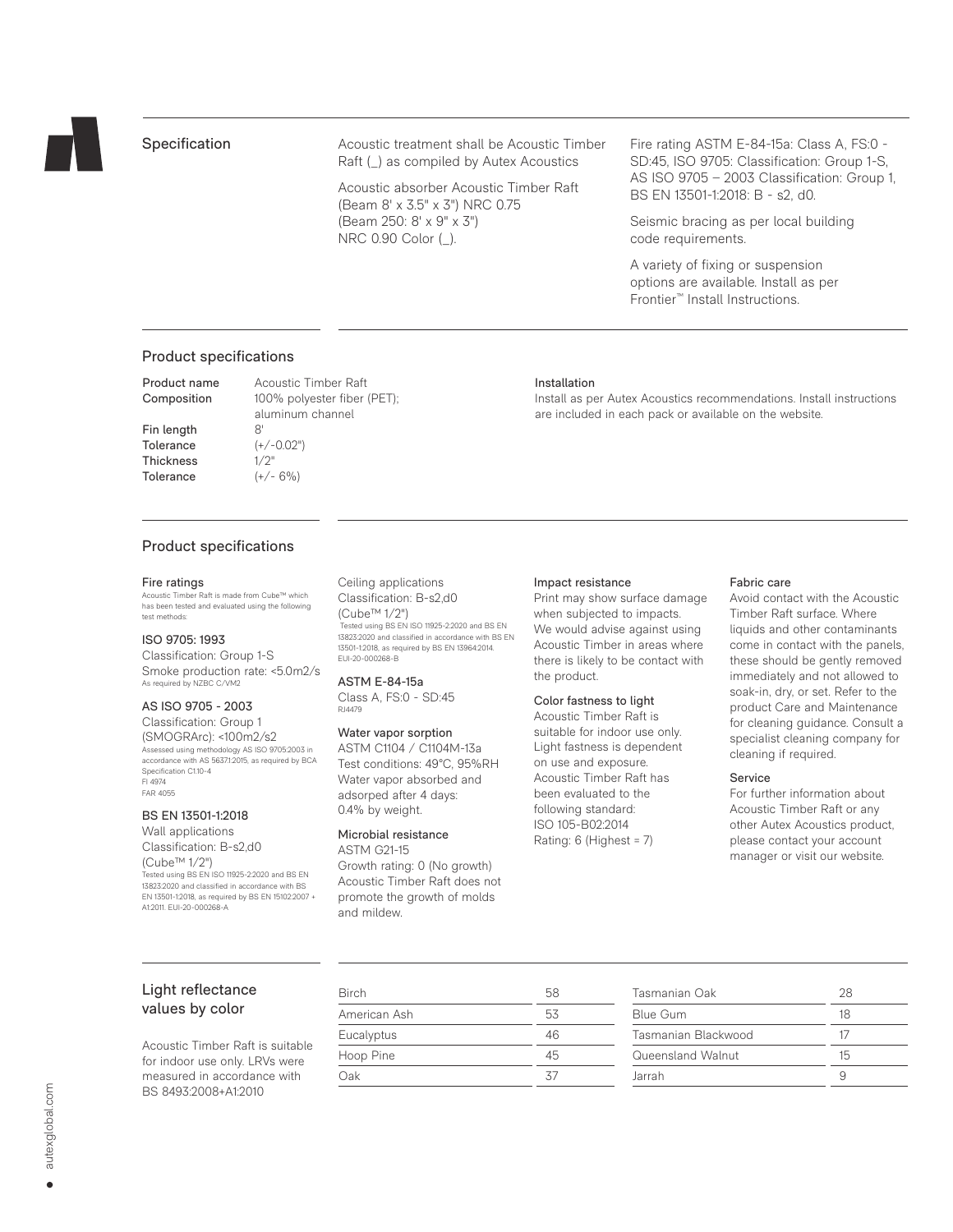## Specification

Acoustic treatment shall be Acoustic Timber Raft (_) as compiled by Autex Acoustics

Acoustic absorber Acoustic Timber Raft (Beam 8' x 3.5" x 3") NRC 0.75 (Beam 250: 8' x 9" x 3") NRC 0.90 Color (_).

Fire rating ASTM E-84-15a: Class A, FS:0 - SD:45, ISO 9705: Classification: Group 1-S, AS ISO 9705 – 2003 Classification: Group 1, BS EN 13501-1:2018: B - s2, d0.

Seismic bracing as per local building code requirements.

A variety of fixing or suspension options are available. Install as per Frontier™ Install Instructions.

## Product specifications

**Product name** Acoustic Timber Raft
**Composition** 100% polyester fiber (PET); aluminum channel
**Fin length** 8'
**Tolerance** (+/-0.02")
**Thickness** 1/2"
**Tolerance** (+/- 6%)

### Installation

Install as per Autex Acoustics recommendations. Install instructions are included in each pack or available on the website.

## Product specifications

### Fire ratings

Acoustic Timber Raft is made from Cube™ which has been tested and evaluated using the following test methods:

#### ISO 9705: 1993

Classification: Group 1-S
Smoke production rate: <5.0m2/s
As required by NZBC C/VM2

#### AS ISO 9705 - 2003

Classification: Group 1
(SMOGRArc): <100m2/s2
Assessed using methodology AS ISO 9705:2003 in accordance with AS 5637.1:2015, as required by BCA Specification C1.10-4
FI 4974
FAR 4055

#### BS EN 13501-1:2018

Wall applications
Classification: B-s2,d0
(Cube™ 1/2")
Tested using BS EN ISO 11925-2:2020 and BS EN 13823:2020 and classified in accordance with BS EN 13501-1:2018, as required by BS EN 15102:2007 + A1:2011. EUI-20-000268-A

Ceiling applications
Classification: B-s2,d0
(Cube™ 1/2")
Tested using BS EN ISO 11925-2:2020 and BS EN 13823:2020 and classified in accordance with BS EN 13501-1:2018, as required by BS EN 13964:2014. EUI-20-000268-B

#### ASTM E-84-15a

Class A, FS:0 - SD:45
RJ4479

### Water vapor sorption

ASTM C1104 / C1104M-13a
Test conditions: 49°C, 95%RH
Water vapor absorbed and adsorped after 4 days: 0.4% by weight.

### Microbial resistance

ASTM G21-15
Growth rating: 0 (No growth)
Acoustic Timber Raft does not promote the growth of molds and mildew.

### Impact resistance

Print may show surface damage when subjected to impacts. We would advise against using Acoustic Timber in areas where there is likely to be contact with the product.

### Color fastness to light

Acoustic Timber Raft is suitable for indoor use only. Light fastness is dependent on use and exposure. Acoustic Timber Raft has been evaluated to the following standard:
ISO 105-B02:2014
Rating: 6 (Highest = 7)

### Fabric care

Avoid contact with the Acoustic Timber Raft surface. Where liquids and other contaminants come in contact with the panels, these should be gently removed immediately and not allowed to soak-in, dry, or set. Refer to the product Care and Maintenance for cleaning guidance. Consult a specialist cleaning company for cleaning if required.

### Service

For further information about Acoustic Timber Raft or any other Autex Acoustics product, please contact your account manager or visit our website.

## Light reflectance values by color

Acoustic Timber Raft is suitable for indoor use only. LRVs were measured in accordance with BS 8493:2008+A1:2010

| Color | LRV | Color | LRV |
|---|---|---|---|
| Birch | 58 | Tasmanian Oak | 28 |
| American Ash | 53 | Blue Gum | 18 |
| Eucalyptus | 46 | Tasmanian Blackwood | 17 |
| Hoop Pine | 45 | Queensland Walnut | 15 |
| Oak | 37 | Jarrah | 9 |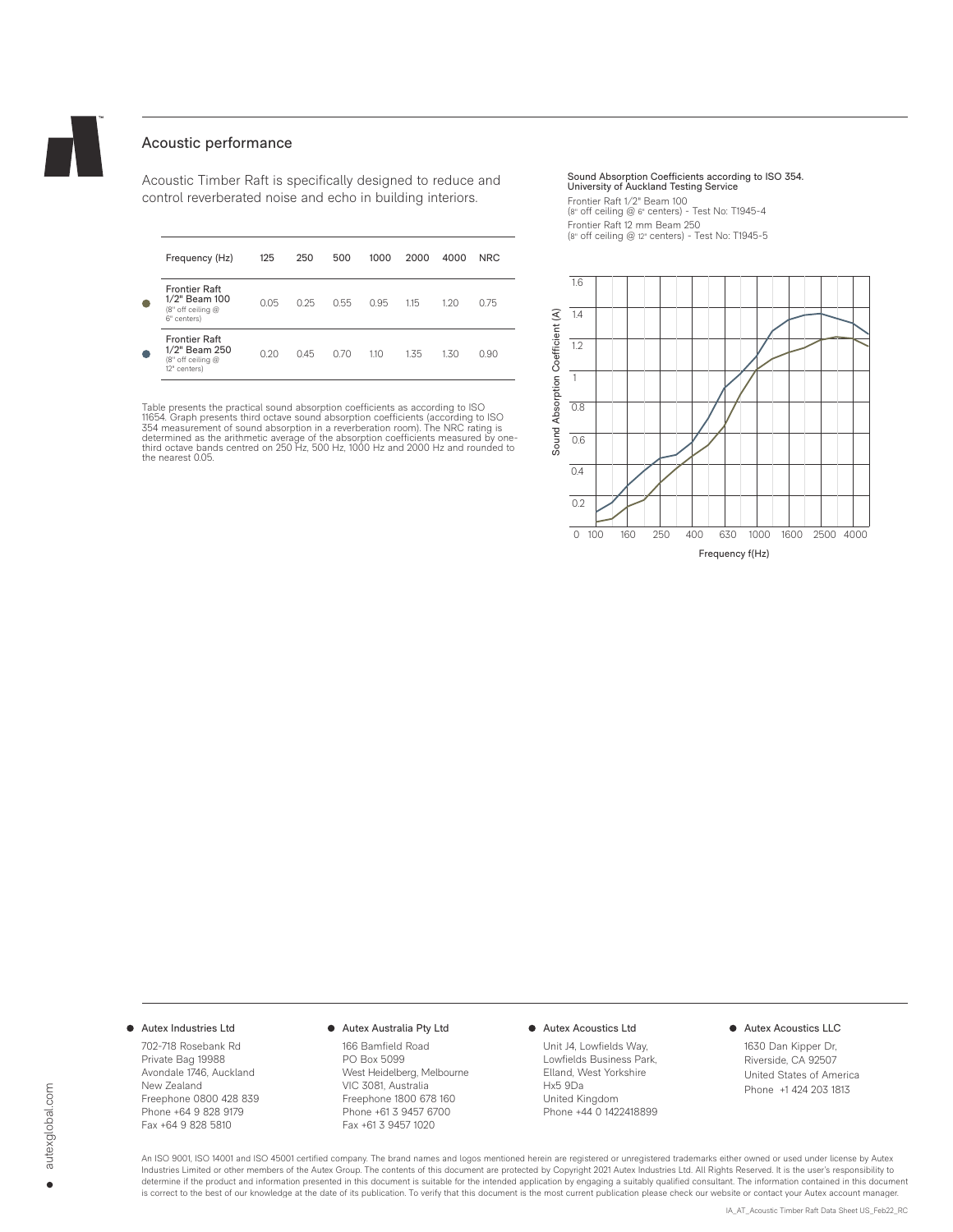## Acoustic performance

Acoustic Timber Raft is specifically designed to reduce and control reverberated noise and echo in building interiors.

| Frequency (Hz) | 125 | 250 | 500 | 1000 | 2000 | 4000 | NRC |
|---|---|---|---|---|---|---|---|
| Frontier Raft 1/2" Beam 100 (8" off ceiling @ 6" centers) | 0.05 | 0.25 | 0.55 | 0.95 | 1.15 | 1.20 | 0.75 |
| Frontier Raft 1/2" Beam 250 (8" off ceiling @ 12" centers) | 0.20 | 0.45 | 0.70 | 1.10 | 1.35 | 1.30 | 0.90 |

Table presents the practical sound absorption coefficients as according to ISO 11654. Graph presents third octave sound absorption coefficients (according to ISO 354 measurement of sound absorption in a reverberation room). The NRC rating is determined as the arithmetic average of the absorption coefficients measured by one-third octave bands centred on 250 Hz, 500 Hz, 1000 Hz and 2000 Hz and rounded to the nearest 0.05.

Sound Absorption Coefficients according to ISO 354.
University of Auckland Testing Service

Frontier Raft 1/2" Beam 100
(8" off ceiling @ 6" centers) - Test No: T1945-4

Frontier Raft 12 mm Beam 250
(8" off ceiling @ 12" centers) - Test No: T1945-5

Sound Absorption Coefficient (A)

1.6
1.4
1.2
1
0.8
0.6
0.4
0.2
0

100 160 250 400 630 1000 1600 2500 4000

Frequency f(Hz)

**Autex Industries Ltd**
702-718 Rosebank Rd
Private Bag 19988
Avondale 1746, Auckland
New Zealand
Freephone 0800 428 839
Phone +64 9 828 9179
Fax +64 9 828 5810

**Autex Australia Pty Ltd**
166 Bamfield Road
PO Box 5099
West Heidelberg, Melbourne
VIC 3081, Australia
Freephone 1800 678 160
Phone +61 3 9457 6700
Fax +61 3 9457 1020

**Autex Acoustics Ltd**
Unit J4, Lowfields Way,
Lowfields Business Park,
Elland, West Yorkshire
Hx5 9Da
United Kingdom
Phone +44 0 1422418899

**Autex Acoustics LLC**
1630 Dan Kipper Dr,
Riverside, CA 92507
United States of America
Phone +1 424 203 1813

An ISO 9001, ISO 14001 and ISO 45001 certified company. The brand names and logos mentioned herein are registered or unregistered trademarks either owned or used under license by Autex Industries Limited or other members of the Autex Group. The contents of this document are protected by Copyright 2021 Autex Industries Ltd. All Rights Reserved. It is the user's responsibility to determine if the product and information presented in this document is suitable for the intended application by engaging a suitably qualified consultant. The information contained in this document is correct to the best of our knowledge at the date of its publication. To verify that this document is the most current publication please check our website or contact your Autex account manager.

autexglobal.com

IA_AT_Acoustic Timber Raft Data Sheet US_Feb22_RC